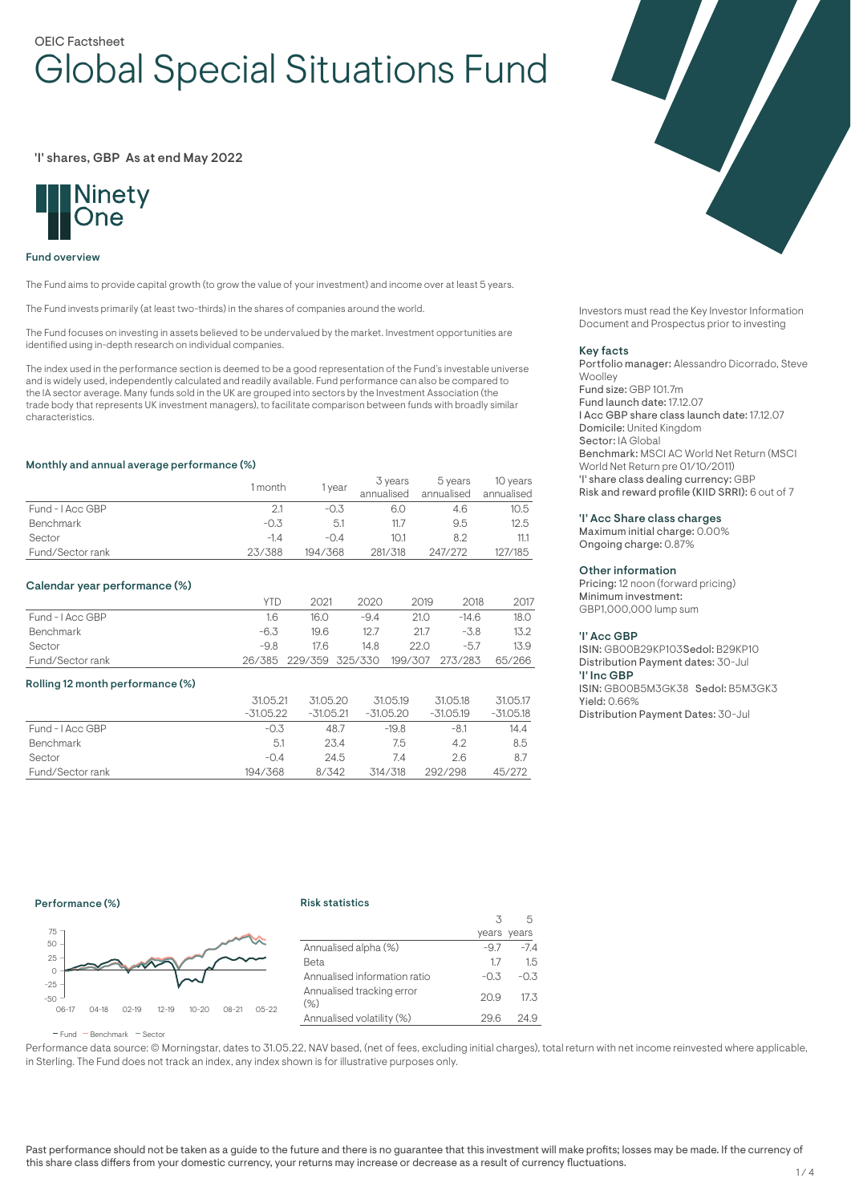OEIC Factsheet

# Global Special Situations Fund

'I' shares, GBP As at end May 2022

Ninety One

## Fund overview

The Fund aims to provide capital growth (to grow the value of your investment) and income over at least 5 years.

The Fund invests primarily (at least two-thirds) in the shares of companies around the world.

The Fund focuses on investing in assets believed to be undervalued by the market. Investment opportunities are identified using in-depth research on individual companies.

The index used in the performance section is deemed to be a good representation of the Fund's investable universe and is widely used, independently calculated and readily available. Fund performance can also be compared to the IA sector average. Many funds sold in the UK are grouped into sectors by the Investment Association (the trade body that represents UK investment managers), to facilitate comparison between funds with broadly similar characteristics.

### Monthly and annual average performance (%)

| | 1 month | 1 year | 3 years annualised | 5 years annualised | 10 years annualised |
|---|---|---|---|---|---|
| Fund - I Acc GBP | 2.1 | -0.3 | 6.0 | 4.6 | 10.5 |
| Benchmark | -0.3 | 5.1 | 11.7 | 9.5 | 12.5 |
| Sector | -1.4 | -0.4 | 10.1 | 8.2 | 11.1 |
| Fund/Sector rank | 23/388 | 194/368 | 281/318 | 247/272 | 127/185 |

### Calendar year performance (%)

| | YTD | 2021 | 2020 | 2019 | 2018 | 2017 |
|---|---|---|---|---|---|---|
| Fund - I Acc GBP | 1.6 | 16.0 | -9.4 | 21.0 | -14.6 | 18.0 |
| Benchmark | -6.3 | 19.6 | 12.7 | 21.7 | -3.8 | 13.2 |
| Sector | -9.8 | 17.6 | 14.8 | 22.0 | -5.7 | 13.9 |
| Fund/Sector rank | 26/385 | 229/359 | 325/330 | 199/307 | 273/283 | 65/266 |

### Rolling 12 month performance (%)

| | 31.05.21 -31.05.22 | 31.05.20 -31.05.21 | 31.05.19 -31.05.20 | 31.05.18 -31.05.19 | 31.05.17 -31.05.18 |
|---|---|---|---|---|---|
| Fund - I Acc GBP | -0.3 | 48.7 | -19.8 | -8.1 | 14.4 |
| Benchmark | 5.1 | 23.4 | 7.5 | 4.2 | 8.5 |
| Sector | -0.4 | 24.5 | 7.4 | 2.6 | 8.7 |
| Fund/Sector rank | 194/368 | 8/342 | 314/318 | 292/298 | 45/272 |

### Performance (%)

— Fund — Benchmark — Sector

### Risk statistics

| | 3 years | 5 years |
|---|---|---|
| Annualised alpha (%) | -9.7 | -7.4 |
| Beta | 1.7 | 1.5 |
| Annualised information ratio | -0.3 | -0.3 |
| Annualised tracking error (%) | 20.9 | 17.3 |
| Annualised volatility (%) | 29.6 | 24.9 |

Performance data source: © Morningstar, dates to 31.05.22, NAV based, (net of fees, excluding initial charges), total return with net income reinvested where applicable, in Sterling. The Fund does not track an index, any index shown is for illustrative purposes only.

Investors must read the Key Investor Information Document and Prospectus prior to investing

### Key facts

**Portfolio manager:** Alessandro Dicorrado, Steve Woolley
**Fund size:** GBP 101.7m
**Fund launch date:** 17.12.07
**I Acc GBP share class launch date:** 17.12.07
**Domicile:** United Kingdom
**Sector:** IA Global
**Benchmark:** MSCI AC World Net Return (MSCI World Net Return pre 01/10/2011)
**'I' share class dealing currency:** GBP
**Risk and reward profile (KIID SRRI):** 6 out of 7

### 'I' Acc Share class charges

**Maximum initial charge:** 0.00%
**Ongoing charge:** 0.87%

### Other information

**Pricing:** 12 noon (forward pricing)
**Minimum investment:** GBP1,000,000 lump sum

### 'I' Acc GBP

**ISIN:** GB00B29KP103 **Sedol:** B29KP10
**Distribution Payment dates:** 30-Jul

### 'I' Inc GBP

**ISIN:** GB00B5M3GK38 **Sedol:** B5M3GK3
**Yield:** 0.66%
**Distribution Payment Dates:** 30-Jul

Past performance should not be taken as a guide to the future and there is no guarantee that this investment will make profits; losses may be made. If the currency of this share class differs from your domestic currency, your returns may increase or decrease as a result of currency fluctuations.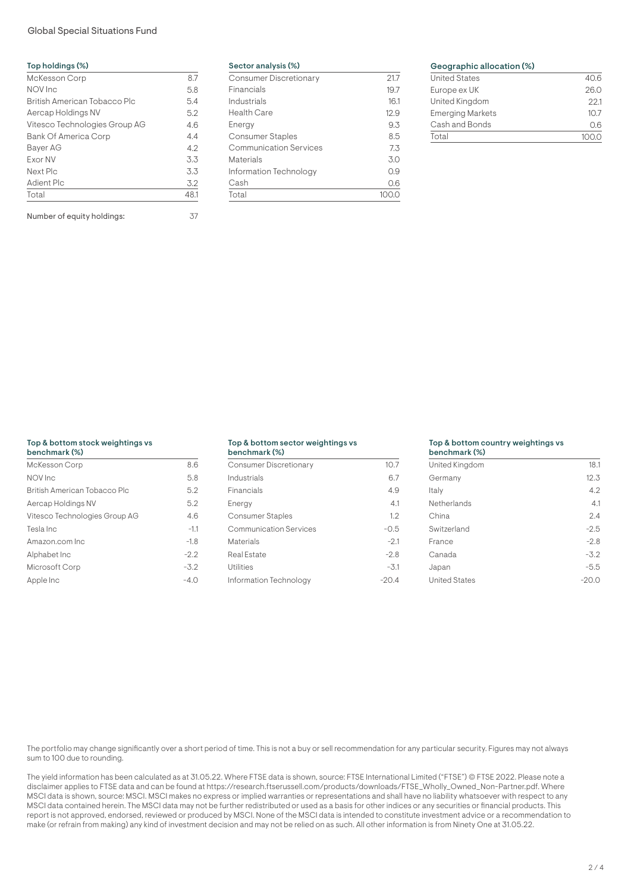Global Special Situations Fund

### Top holdings (%)

| Holding | % |
|---|---|
| McKesson Corp | 8.7 |
| NOV Inc | 5.8 |
| British American Tobacco Plc | 5.4 |
| Aercap Holdings NV | 5.2 |
| Vitesco Technologies Group AG | 4.6 |
| Bank Of America Corp | 4.4 |
| Bayer AG | 4.2 |
| Exor NV | 3.3 |
| Next Plc | 3.3 |
| Adient Plc | 3.2 |
| Total | 48.1 |

Number of equity holdings: 37

### Sector analysis (%)

| Sector | % |
|---|---|
| Consumer Discretionary | 21.7 |
| Financials | 19.7 |
| Industrials | 16.1 |
| Health Care | 12.9 |
| Energy | 9.3 |
| Consumer Staples | 8.5 |
| Communication Services | 7.3 |
| Materials | 3.0 |
| Information Technology | 0.9 |
| Cash | 0.6 |
| Total | 100.0 |

### Geographic allocation (%)

| Region | % |
|---|---|
| United States | 40.6 |
| Europe ex UK | 26.0 |
| United Kingdom | 22.1 |
| Emerging Markets | 10.7 |
| Cash and Bonds | 0.6 |
| Total | 100.0 |

### Top & bottom stock weightings vs benchmark (%)

| Stock | % |
|---|---|
| McKesson Corp | 8.6 |
| NOV Inc | 5.8 |
| British American Tobacco Plc | 5.2 |
| Aercap Holdings NV | 5.2 |
| Vitesco Technologies Group AG | 4.6 |
| Tesla Inc | -1.1 |
| Amazon.com Inc | -1.8 |
| Alphabet Inc | -2.2 |
| Microsoft Corp | -3.2 |
| Apple Inc | -4.0 |

### Top & bottom sector weightings vs benchmark (%)

| Sector | % |
|---|---|
| Consumer Discretionary | 10.7 |
| Industrials | 6.7 |
| Financials | 4.9 |
| Energy | 4.1 |
| Consumer Staples | 1.2 |
| Communication Services | -0.5 |
| Materials | -2.1 |
| Real Estate | -2.8 |
| Utilities | -3.1 |
| Information Technology | -20.4 |

### Top & bottom country weightings vs benchmark (%)

| Country | % |
|---|---|
| United Kingdom | 18.1 |
| Germany | 12.3 |
| Italy | 4.2 |
| Netherlands | 4.1 |
| China | 2.4 |
| Switzerland | -2.5 |
| France | -2.8 |
| Canada | -3.2 |
| Japan | -5.5 |
| United States | -20.0 |

The portfolio may change significantly over a short period of time. This is not a buy or sell recommendation for any particular security. Figures may not always sum to 100 due to rounding.

The yield information has been calculated as at 31.05.22. Where FTSE data is shown, source: FTSE International Limited ("FTSE") © FTSE 2022. Please note a disclaimer applies to FTSE data and can be found at https://research.ftserussell.com/products/downloads/FTSE_Wholly_Owned_Non-Partner.pdf. Where MSCI data is shown, source: MSCI. MSCI makes no express or implied warranties or representations and shall have no liability whatsoever with respect to any MSCI data contained herein. The MSCI data may not be further redistributed or used as a basis for other indices or any securities or financial products. This report is not approved, endorsed, reviewed or produced by MSCI. None of the MSCI data is intended to constitute investment advice or a recommendation to make (or refrain from making) any kind of investment decision and may not be relied on as such. All other information is from Ninety One at 31.05.22.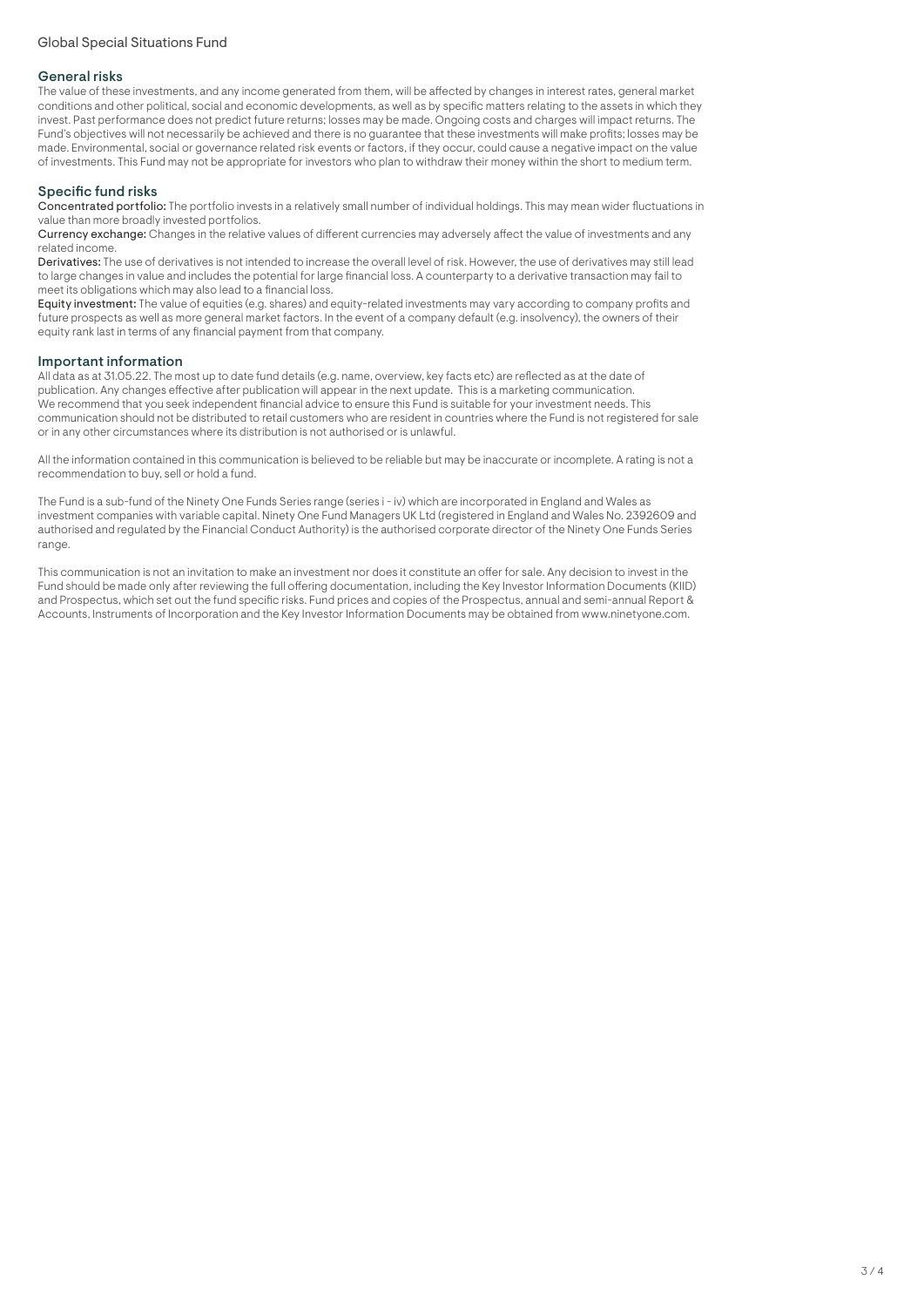## General risks

The value of these investments, and any income generated from them, will be affected by changes in interest rates, general market conditions and other political, social and economic developments, as well as by specific matters relating to the assets in which they invest. Past performance does not predict future returns; losses may be made. Ongoing costs and charges will impact returns. The Fund's objectives will not necessarily be achieved and there is no guarantee that these investments will make profits; losses may be made. Environmental, social or governance related risk events or factors, if they occur, could cause a negative impact on the value of investments. This Fund may not be appropriate for investors who plan to withdraw their money within the short to medium term.

## Specific fund risks

**Concentrated portfolio:** The portfolio invests in a relatively small number of individual holdings. This may mean wider fluctuations in value than more broadly invested portfolios.

**Currency exchange:** Changes in the relative values of different currencies may adversely affect the value of investments and any related income.

**Derivatives:** The use of derivatives is not intended to increase the overall level of risk. However, the use of derivatives may still lead to large changes in value and includes the potential for large financial loss. A counterparty to a derivative transaction may fail to meet its obligations which may also lead to a financial loss.

**Equity investment:** The value of equities (e.g. shares) and equity-related investments may vary according to company profits and future prospects as well as more general market factors. In the event of a company default (e.g. insolvency), the owners of their equity rank last in terms of any financial payment from that company.

## Important information

All data as at 31.05.22. The most up to date fund details (e.g. name, overview, key facts etc) are reflected as at the date of publication. Any changes effective after publication will appear in the next update. This is a marketing communication. We recommend that you seek independent financial advice to ensure this Fund is suitable for your investment needs. This communication should not be distributed to retail customers who are resident in countries where the Fund is not registered for sale or in any other circumstances where its distribution is not authorised or is unlawful.

All the information contained in this communication is believed to be reliable but may be inaccurate or incomplete. A rating is not a recommendation to buy, sell or hold a fund.

The Fund is a sub-fund of the Ninety One Funds Series range (series i - iv) which are incorporated in England and Wales as investment companies with variable capital. Ninety One Fund Managers UK Ltd (registered in England and Wales No. 2392609 and authorised and regulated by the Financial Conduct Authority) is the authorised corporate director of the Ninety One Funds Series range.

This communication is not an invitation to make an investment nor does it constitute an offer for sale. Any decision to invest in the Fund should be made only after reviewing the full offering documentation, including the Key Investor Information Documents (KIID) and Prospectus, which set out the fund specific risks. Fund prices and copies of the Prospectus, annual and semi-annual Report & Accounts, Instruments of Incorporation and the Key Investor Information Documents may be obtained from www.ninetyone.com.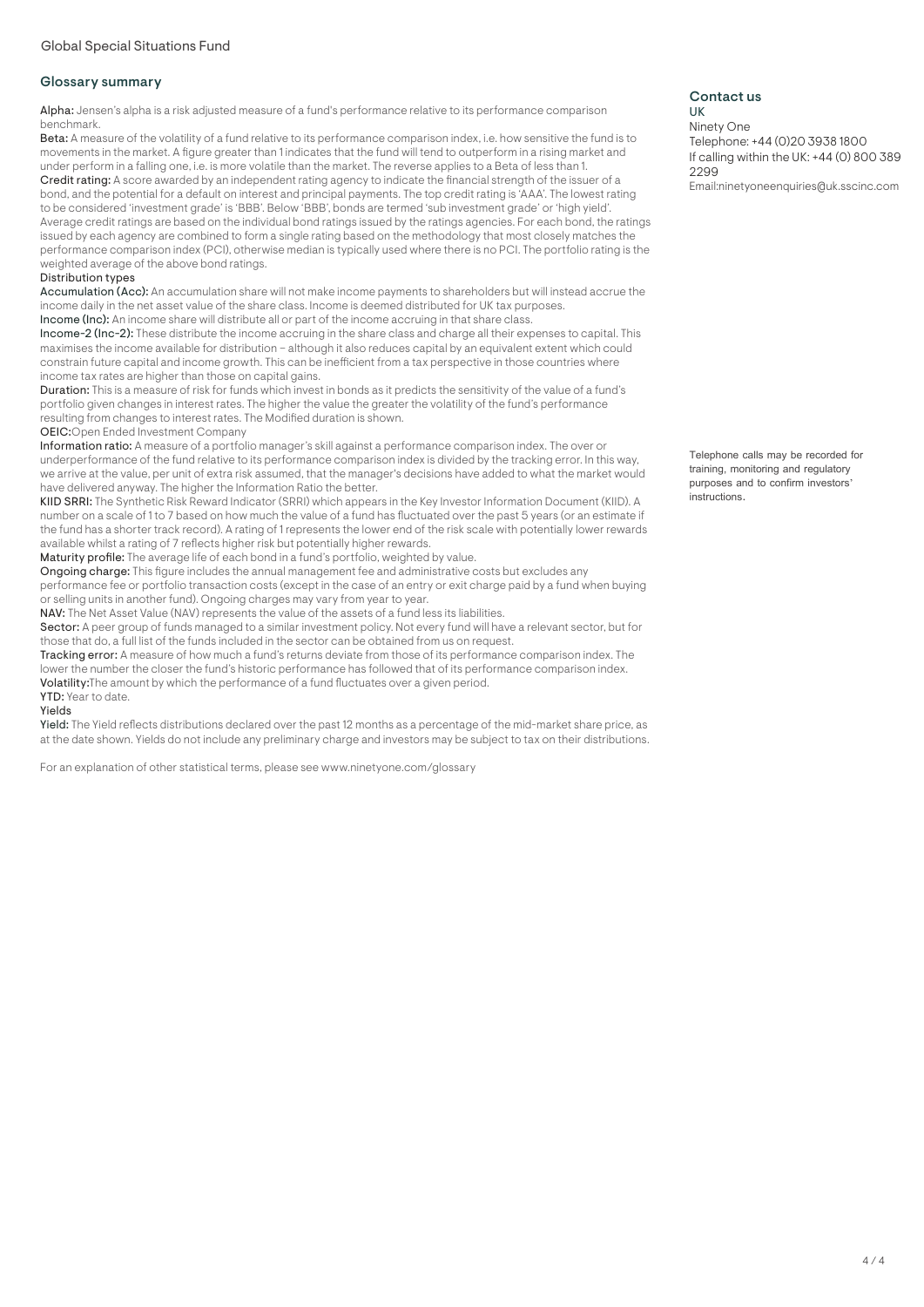## Glossary summary

**Alpha:** Jensen's alpha is a risk adjusted measure of a fund's performance relative to its performance comparison benchmark.

**Beta:** A measure of the volatility of a fund relative to its performance comparison index, i.e. how sensitive the fund is to movements in the market. A figure greater than 1 indicates that the fund will tend to outperform in a rising market and under perform in a falling one, i.e. is more volatile than the market. The reverse applies to a Beta of less than 1.

**Credit rating:** A score awarded by an independent rating agency to indicate the financial strength of the issuer of a bond, and the potential for a default on interest and principal payments. The top credit rating is 'AAA'. The lowest rating to be considered 'investment grade' is 'BBB'. Below 'BBB', bonds are termed 'sub investment grade' or 'high yield'. Average credit ratings are based on the individual bond ratings issued by the ratings agencies. For each bond, the ratings issued by each agency are combined to form a single rating based on the methodology that most closely matches the performance comparison index (PCI), otherwise median is typically used where there is no PCI. The portfolio rating is the weighted average of the above bond ratings.

**Distribution types**

**Accumulation (Acc):** An accumulation share will not make income payments to shareholders but will instead accrue the income daily in the net asset value of the share class. Income is deemed distributed for UK tax purposes.

**Income (Inc):** An income share will distribute all or part of the income accruing in that share class.

**Income-2 (Inc-2):** These distribute the income accruing in the share class and charge all their expenses to capital. This maximises the income available for distribution – although it also reduces capital by an equivalent extent which could constrain future capital and income growth. This can be inefficient from a tax perspective in those countries where income tax rates are higher than those on capital gains.

**Duration:** This is a measure of risk for funds which invest in bonds as it predicts the sensitivity of the value of a fund's portfolio given changes in interest rates. The higher the value the greater the volatility of the fund's performance resulting from changes to interest rates. The Modified duration is shown.

**OEIC:** Open Ended Investment Company

**Information ratio:** A measure of a portfolio manager's skill against a performance comparison index. The over or underperformance of the fund relative to its performance comparison index is divided by the tracking error. In this way, we arrive at the value, per unit of extra risk assumed, that the manager's decisions have added to what the market would have delivered anyway. The higher the Information Ratio the better.

**KIID SRRI:** The Synthetic Risk Reward Indicator (SRRI) which appears in the Key Investor Information Document (KIID). A number on a scale of 1 to 7 based on how much the value of a fund has fluctuated over the past 5 years (or an estimate if the fund has a shorter track record). A rating of 1 represents the lower end of the risk scale with potentially lower rewards available whilst a rating of 7 reflects higher risk but potentially higher rewards.

**Maturity profile:** The average life of each bond in a fund's portfolio, weighted by value.

**Ongoing charge:** This figure includes the annual management fee and administrative costs but excludes any performance fee or portfolio transaction costs (except in the case of an entry or exit charge paid by a fund when buying or selling units in another fund). Ongoing charges may vary from year to year.

**NAV:** The Net Asset Value (NAV) represents the value of the assets of a fund less its liabilities.

**Sector:** A peer group of funds managed to a similar investment policy. Not every fund will have a relevant sector, but for those that do, a full list of the funds included in the sector can be obtained from us on request.

**Tracking error:** A measure of how much a fund's returns deviate from those of its performance comparison index. The lower the number the closer the fund's historic performance has followed that of its performance comparison index.

**Volatility:** The amount by which the performance of a fund fluctuates over a given period.

**YTD:** Year to date.

**Yields**

**Yield:** The Yield reflects distributions declared over the past 12 months as a percentage of the mid-market share price, as at the date shown. Yields do not include any preliminary charge and investors may be subject to tax on their distributions.

For an explanation of other statistical terms, please see www.ninetyone.com/glossary

## Contact us

**UK**

Ninety One
Telephone: +44 (0)20 3938 1800
If calling within the UK: +44 (0) 800 389 2299
Email:ninetyoneenquiries@uk.sscinc.com

Telephone calls may be recorded for training, monitoring and regulatory purposes and to confirm investors' instructions.